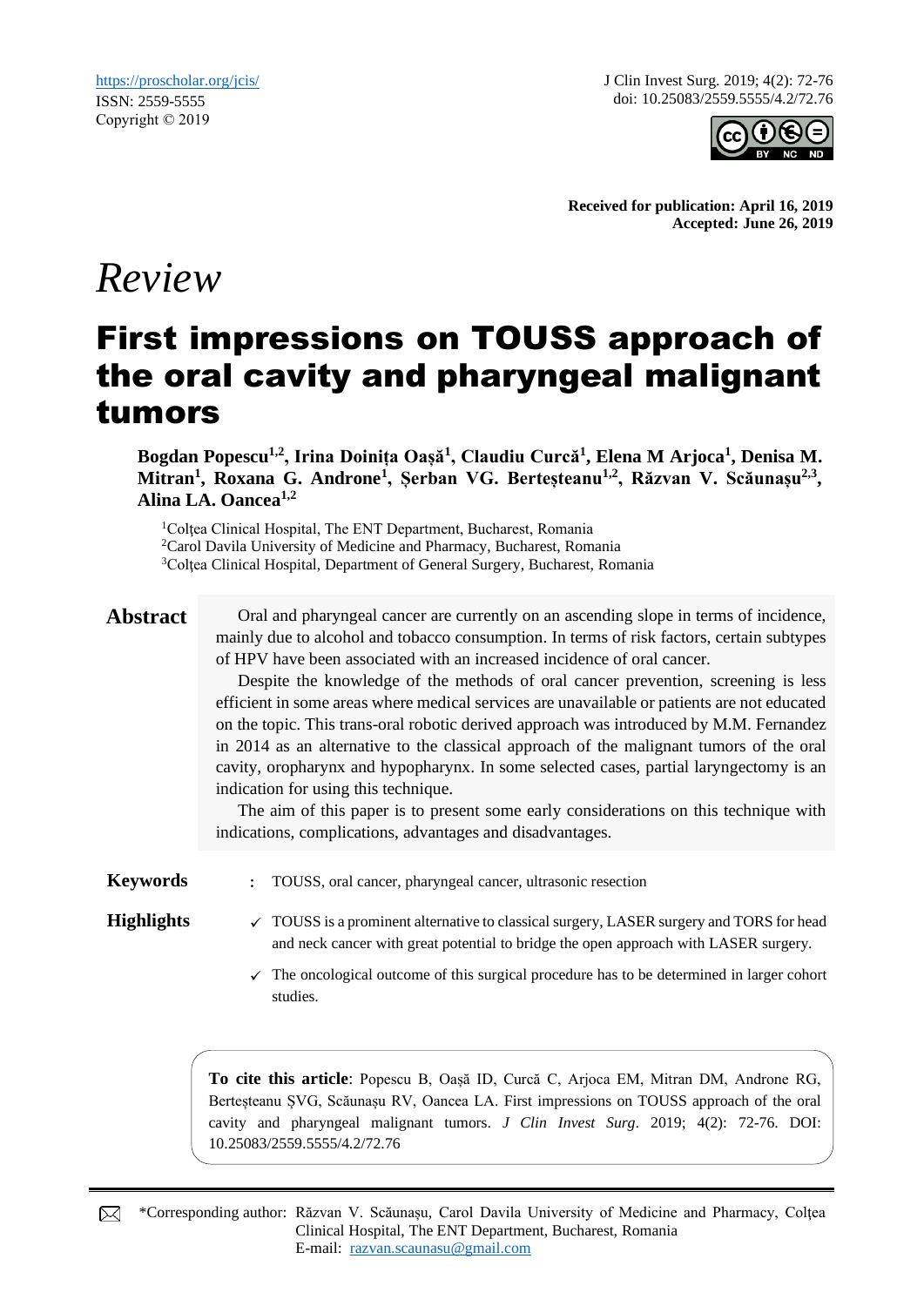https://proscholar.org/jcis/
ISSN: 2559-5555
Copyright © 2019

J Clin Invest Surg. 2019; 4(2): 72-76
doi: 10.25083/2559.5555/4.2/72.76

**Received for publication: April 16, 2019**
**Accepted: June 26, 2019**

*Review*

# First impressions on TOUSS approach of the oral cavity and pharyngeal malignant tumors

**Bogdan Popescu[1,2], Irina Doinița Oașă[1], Claudiu Curcă[1], Elena M Arjoca[1], Denisa M. Mitran[1], Roxana G. Androne[1], Șerban VG. Berteșteanu[1,2], Răzvan V. Scăunașu[2,3], Alina LA. Oancea[1,2]**

[1]Colțea Clinical Hospital, The ENT Department, Bucharest, Romania
[2]Carol Davila University of Medicine and Pharmacy, Bucharest, Romania
[3]Colțea Clinical Hospital, Department of General Surgery, Bucharest, Romania

## Abstract

Oral and pharyngeal cancer are currently on an ascending slope in terms of incidence, mainly due to alcohol and tobacco consumption. In terms of risk factors, certain subtypes of HPV have been associated with an increased incidence of oral cancer.

Despite the knowledge of the methods of oral cancer prevention, screening is less efficient in some areas where medical services are unavailable or patients are not educated on the topic. This trans-oral robotic derived approach was introduced by M.M. Fernandez in 2014 as an alternative to the classical approach of the malignant tumors of the oral cavity, oropharynx and hypopharynx. In some selected cases, partial laryngectomy is an indication for using this technique.

The aim of this paper is to present some early considerations on this technique with indications, complications, advantages and disadvantages.

**Keywords** : TOUSS, oral cancer, pharyngeal cancer, ultrasonic resection

**Highlights**

- ✓ TOUSS is a prominent alternative to classical surgery, LASER surgery and TORS for head and neck cancer with great potential to bridge the open approach with LASER surgery.
- ✓ The oncological outcome of this surgical procedure has to be determined in larger cohort studies.

**To cite this article**: Popescu B, Oașă ID, Curcă C, Arjoca EM, Mitran DM, Androne RG, Berteșteanu ȘVG, Scăunașu RV, Oancea LA. First impressions on TOUSS approach of the oral cavity and pharyngeal malignant tumors. *J Clin Invest Surg*. 2019; 4(2): 72-76. DOI: 10.25083/2559.5555/4.2/72.76

*Corresponding author: Răzvan V. Scăunașu, Carol Davila University of Medicine and Pharmacy, Colțea Clinical Hospital, The ENT Department, Bucharest, Romania
E-mail: razvan.scaunasu@gmail.com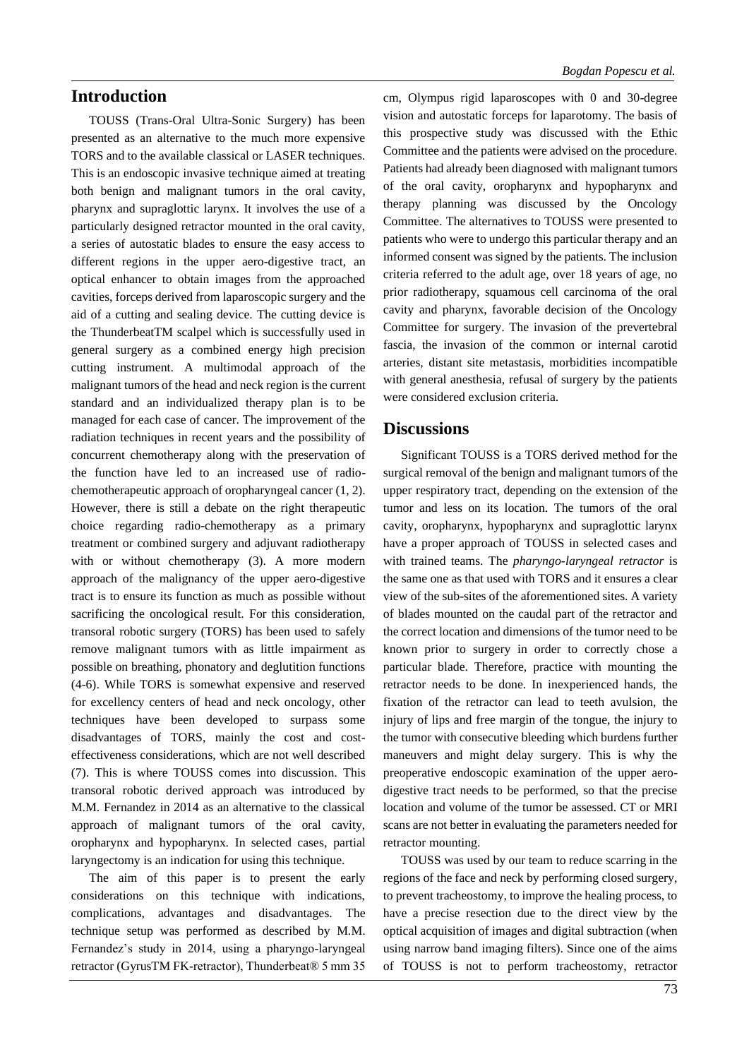## Introduction

TOUSS (Trans-Oral Ultra-Sonic Surgery) has been presented as an alternative to the much more expensive TORS and to the available classical or LASER techniques. This is an endoscopic invasive technique aimed at treating both benign and malignant tumors in the oral cavity, pharynx and supraglottic larynx. It involves the use of a particularly designed retractor mounted in the oral cavity, a series of autostatic blades to ensure the easy access to different regions in the upper aero-digestive tract, an optical enhancer to obtain images from the approached cavities, forceps derived from laparoscopic surgery and the aid of a cutting and sealing device. The cutting device is the ThunderbeatTM scalpel which is successfully used in general surgery as a combined energy high precision cutting instrument. A multimodal approach of the malignant tumors of the head and neck region is the current standard and an individualized therapy plan is to be managed for each case of cancer. The improvement of the radiation techniques in recent years and the possibility of concurrent chemotherapy along with the preservation of the function have led to an increased use of radio-chemotherapeutic approach of oropharyngeal cancer (1, 2). However, there is still a debate on the right therapeutic choice regarding radio-chemotherapy as a primary treatment or combined surgery and adjuvant radiotherapy with or without chemotherapy (3). A more modern approach of the malignancy of the upper aero-digestive tract is to ensure its function as much as possible without sacrificing the oncological result. For this consideration, transoral robotic surgery (TORS) has been used to safely remove malignant tumors with as little impairment as possible on breathing, phonatory and deglutition functions (4-6). While TORS is somewhat expensive and reserved for excellency centers of head and neck oncology, other techniques have been developed to surpass some disadvantages of TORS, mainly the cost and cost-effectiveness considerations, which are not well described (7). This is where TOUSS comes into discussion. This transoral robotic derived approach was introduced by M.M. Fernandez in 2014 as an alternative to the classical approach of malignant tumors of the oral cavity, oropharynx and hypopharynx. In selected cases, partial laryngectomy is an indication for using this technique.

The aim of this paper is to present the early considerations on this technique with indications, complications, advantages and disadvantages. The technique setup was performed as described by M.M. Fernandez's study in 2014, using a pharyngo-laryngeal retractor (GyrusTM FK-retractor), Thunderbeat® 5 mm 35 cm, Olympus rigid laparoscopes with 0 and 30-degree vision and autostatic forceps for laparotomy. The basis of this prospective study was discussed with the Ethic Committee and the patients were advised on the procedure. Patients had already been diagnosed with malignant tumors of the oral cavity, oropharynx and hypopharynx and therapy planning was discussed by the Oncology Committee. The alternatives to TOUSS were presented to patients who were to undergo this particular therapy and an informed consent was signed by the patients. The inclusion criteria referred to the adult age, over 18 years of age, no prior radiotherapy, squamous cell carcinoma of the oral cavity and pharynx, favorable decision of the Oncology Committee for surgery. The invasion of the prevertebral fascia, the invasion of the common or internal carotid arteries, distant site metastasis, morbidities incompatible with general anesthesia, refusal of surgery by the patients were considered exclusion criteria.

## Discussions

Significant TOUSS is a TORS derived method for the surgical removal of the benign and malignant tumors of the upper respiratory tract, depending on the extension of the tumor and less on its location. The tumors of the oral cavity, oropharynx, hypopharynx and supraglottic larynx have a proper approach of TOUSS in selected cases and with trained teams. The *pharyngo-laryngeal retractor* is the same one as that used with TORS and it ensures a clear view of the sub-sites of the aforementioned sites. A variety of blades mounted on the caudal part of the retractor and the correct location and dimensions of the tumor need to be known prior to surgery in order to correctly chose a particular blade. Therefore, practice with mounting the retractor needs to be done. In inexperienced hands, the fixation of the retractor can lead to teeth avulsion, the injury of lips and free margin of the tongue, the injury to the tumor with consecutive bleeding which burdens further maneuvers and might delay surgery. This is why the preoperative endoscopic examination of the upper aero-digestive tract needs to be performed, so that the precise location and volume of the tumor be assessed. CT or MRI scans are not better in evaluating the parameters needed for retractor mounting.

TOUSS was used by our team to reduce scarring in the regions of the face and neck by performing closed surgery, to prevent tracheostomy, to improve the healing process, to have a precise resection due to the direct view by the optical acquisition of images and digital subtraction (when using narrow band imaging filters). Since one of the aims of TOUSS is not to perform tracheostomy, retractor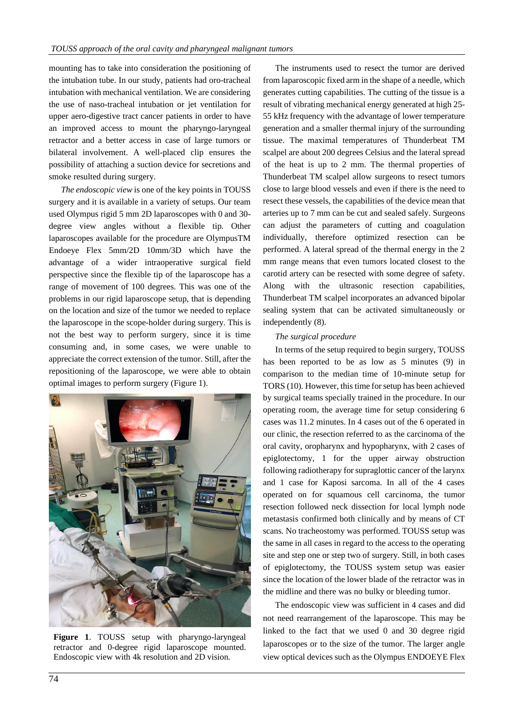mounting has to take into consideration the positioning of the intubation tube. In our study, patients had oro-tracheal intubation with mechanical ventilation. We are considering the use of naso-tracheal intubation or jet ventilation for upper aero-digestive tract cancer patients in order to have an improved access to mount the pharyngo-laryngeal retractor and a better access in case of large tumors or bilateral involvement. A well-placed clip ensures the possibility of attaching a suction device for secretions and smoke resulted during surgery.

*The endoscopic view* is one of the key points in TOUSS surgery and it is available in a variety of setups. Our team used Olympus rigid 5 mm 2D laparoscopes with 0 and 30-degree view angles without a flexible tip. Other laparoscopes available for the procedure are OlympusTM Endoeye Flex 5mm/2D 10mm/3D which have the advantage of a wider intraoperative surgical field perspective since the flexible tip of the laparoscope has a range of movement of 100 degrees. This was one of the problems in our rigid laparoscope setup, that is depending on the location and size of the tumor we needed to replace the laparoscope in the scope-holder during surgery. This is not the best way to perform surgery, since it is time consuming and, in some cases, we were unable to appreciate the correct extension of the tumor. Still, after the repositioning of the laparoscope, we were able to obtain optimal images to perform surgery (Figure 1).

**Figure 1**. TOUSS setup with pharyngo-laryngeal retractor and 0-degree rigid laparoscope mounted. Endoscopic view with 4k resolution and 2D vision.

The instruments used to resect the tumor are derived from laparoscopic fixed arm in the shape of a needle, which generates cutting capabilities. The cutting of the tissue is a result of vibrating mechanical energy generated at high 25-55 kHz frequency with the advantage of lower temperature generation and a smaller thermal injury of the surrounding tissue. The maximal temperatures of Thunderbeat TM scalpel are about 200 degrees Celsius and the lateral spread of the heat is up to 2 mm. The thermal properties of Thunderbeat TM scalpel allow surgeons to resect tumors close to large blood vessels and even if there is the need to resect these vessels, the capabilities of the device mean that arteries up to 7 mm can be cut and sealed safely. Surgeons can adjust the parameters of cutting and coagulation individually, therefore optimized resection can be performed. A lateral spread of the thermal energy in the 2 mm range means that even tumors located closest to the carotid artery can be resected with some degree of safety. Along with the ultrasonic resection capabilities, Thunderbeat TM scalpel incorporates an advanced bipolar sealing system that can be activated simultaneously or independently (8).

*The surgical procedure*

In terms of the setup required to begin surgery, TOUSS has been reported to be as low as 5 minutes (9) in comparison to the median time of 10-minute setup for TORS (10). However, this time for setup has been achieved by surgical teams specially trained in the procedure. In our operating room, the average time for setup considering 6 cases was 11.2 minutes. In 4 cases out of the 6 operated in our clinic, the resection referred to as the carcinoma of the oral cavity, oropharynx and hypopharynx, with 2 cases of epiglotectomy, 1 for the upper airway obstruction following radiotherapy for supraglottic cancer of the larynx and 1 case for Kaposi sarcoma. In all of the 4 cases operated on for squamous cell carcinoma, the tumor resection followed neck dissection for local lymph node metastasis confirmed both clinically and by means of CT scans. No tracheostomy was performed. TOUSS setup was the same in all cases in regard to the access to the operating site and step one or step two of surgery. Still, in both cases of epiglotectomy, the TOUSS system setup was easier since the location of the lower blade of the retractor was in the midline and there was no bulky or bleeding tumor.

The endoscopic view was sufficient in 4 cases and did not need rearrangement of the laparoscope. This may be linked to the fact that we used 0 and 30 degree rigid laparoscopes or to the size of the tumor. The larger angle view optical devices such as the Olympus ENDOEYE Flex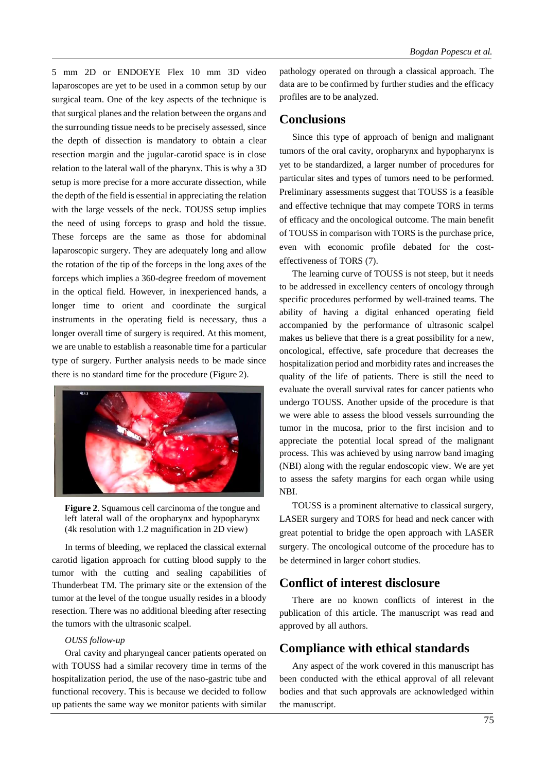5 mm 2D or ENDOEYE Flex 10 mm 3D video laparoscopes are yet to be used in a common setup by our surgical team. One of the key aspects of the technique is that surgical planes and the relation between the organs and the surrounding tissue needs to be precisely assessed, since the depth of dissection is mandatory to obtain a clear resection margin and the jugular-carotid space is in close relation to the lateral wall of the pharynx. This is why a 3D setup is more precise for a more accurate dissection, while the depth of the field is essential in appreciating the relation with the large vessels of the neck. TOUSS setup implies the need of using forceps to grasp and hold the tissue. These forceps are the same as those for abdominal laparoscopic surgery. They are adequately long and allow the rotation of the tip of the forceps in the long axes of the forceps which implies a 360-degree freedom of movement in the optical field. However, in inexperienced hands, a longer time to orient and coordinate the surgical instruments in the operating field is necessary, thus a longer overall time of surgery is required. At this moment, we are unable to establish a reasonable time for a particular type of surgery. Further analysis needs to be made since there is no standard time for the procedure (Figure 2).

**Figure 2**. Squamous cell carcinoma of the tongue and left lateral wall of the oropharynx and hypopharynx (4k resolution with 1.2 magnification in 2D view)

In terms of bleeding, we replaced the classical external carotid ligation approach for cutting blood supply to the tumor with the cutting and sealing capabilities of Thunderbeat TM. The primary site or the extension of the tumor at the level of the tongue usually resides in a bloody resection. There was no additional bleeding after resecting the tumors with the ultrasonic scalpel.

*OUSS follow-up*

Oral cavity and pharyngeal cancer patients operated on with TOUSS had a similar recovery time in terms of the hospitalization period, the use of the naso-gastric tube and functional recovery. This is because we decided to follow up patients the same way we monitor patients with similar pathology operated on through a classical approach. The data are to be confirmed by further studies and the efficacy profiles are to be analyzed.

## Conclusions

Since this type of approach of benign and malignant tumors of the oral cavity, oropharynx and hypopharynx is yet to be standardized, a larger number of procedures for particular sites and types of tumors need to be performed. Preliminary assessments suggest that TOUSS is a feasible and effective technique that may compete TORS in terms of efficacy and the oncological outcome. The main benefit of TOUSS in comparison with TORS is the purchase price, even with economic profile debated for the cost-effectiveness of TORS (7).

The learning curve of TOUSS is not steep, but it needs to be addressed in excellency centers of oncology through specific procedures performed by well-trained teams. The ability of having a digital enhanced operating field accompanied by the performance of ultrasonic scalpel makes us believe that there is a great possibility for a new, oncological, effective, safe procedure that decreases the hospitalization period and morbidity rates and increases the quality of the life of patients. There is still the need to evaluate the overall survival rates for cancer patients who undergo TOUSS. Another upside of the procedure is that we were able to assess the blood vessels surrounding the tumor in the mucosa, prior to the first incision and to appreciate the potential local spread of the malignant process. This was achieved by using narrow band imaging (NBI) along with the regular endoscopic view. We are yet to assess the safety margins for each organ while using NBI.

TOUSS is a prominent alternative to classical surgery, LASER surgery and TORS for head and neck cancer with great potential to bridge the open approach with LASER surgery. The oncological outcome of the procedure has to be determined in larger cohort studies.

## Conflict of interest disclosure

There are no known conflicts of interest in the publication of this article. The manuscript was read and approved by all authors.

## Compliance with ethical standards

Any aspect of the work covered in this manuscript has been conducted with the ethical approval of all relevant bodies and that such approvals are acknowledged within the manuscript.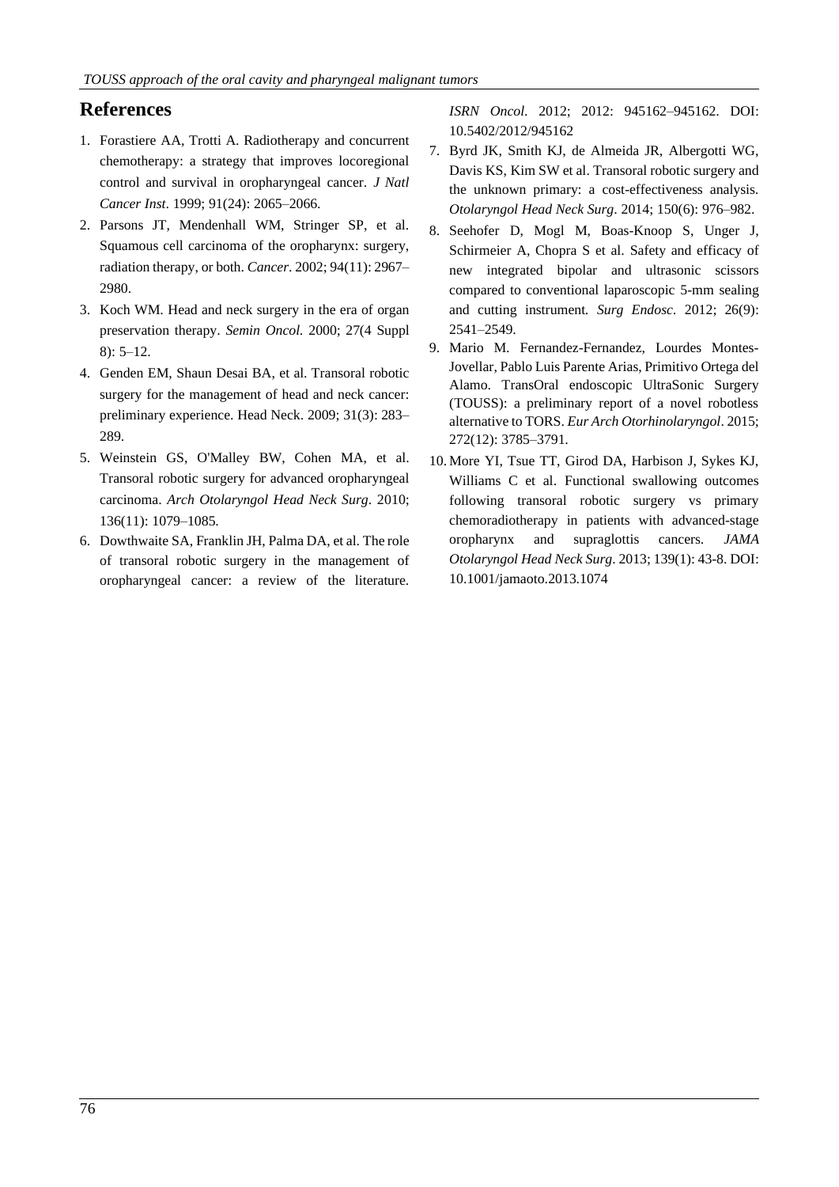## References

1. Forastiere AA, Trotti A. Radiotherapy and concurrent chemotherapy: a strategy that improves locoregional control and survival in oropharyngeal cancer. *J Natl Cancer Inst*. 1999; 91(24): 2065–2066.
2. Parsons JT, Mendenhall WM, Stringer SP, et al. Squamous cell carcinoma of the oropharynx: surgery, radiation therapy, or both. *Cancer*. 2002; 94(11): 2967–2980.
3. Koch WM. Head and neck surgery in the era of organ preservation therapy. *Semin Oncol*. 2000; 27(4 Suppl 8): 5–12.
4. Genden EM, Shaun Desai BA, et al. Transoral robotic surgery for the management of head and neck cancer: preliminary experience. Head Neck. 2009; 31(3): 283–289.
5. Weinstein GS, O'Malley BW, Cohen MA, et al. Transoral robotic surgery for advanced oropharyngeal carcinoma. *Arch Otolaryngol Head Neck Surg*. 2010; 136(11): 1079–1085.
6. Dowthwaite SA, Franklin JH, Palma DA, et al. The role of transoral robotic surgery in the management of oropharyngeal cancer: a review of the literature. *ISRN Oncol*. 2012; 2012: 945162–945162. DOI: 10.5402/2012/945162
7. Byrd JK, Smith KJ, de Almeida JR, Albergotti WG, Davis KS, Kim SW et al. Transoral robotic surgery and the unknown primary: a cost-effectiveness analysis. *Otolaryngol Head Neck Surg*. 2014; 150(6): 976–982.
8. Seehofer D, Mogl M, Boas-Knoop S, Unger J, Schirmeier A, Chopra S et al. Safety and efficacy of new integrated bipolar and ultrasonic scissors compared to conventional laparoscopic 5-mm sealing and cutting instrument. *Surg Endosc*. 2012; 26(9): 2541–2549.
9. Mario M. Fernandez-Fernandez, Lourdes Montes-Jovellar, Pablo Luis Parente Arias, Primitivo Ortega del Alamo. TransOral endoscopic UltraSonic Surgery (TOUSS): a preliminary report of a novel robotless alternative to TORS. *Eur Arch Otorhinolaryngol*. 2015; 272(12): 3785–3791.
10. More YI, Tsue TT, Girod DA, Harbison J, Sykes KJ, Williams C et al. Functional swallowing outcomes following transoral robotic surgery vs primary chemoradiotherapy in patients with advanced-stage oropharynx and supraglottis cancers. *JAMA Otolaryngol Head Neck Surg*. 2013; 139(1): 43-8. DOI: 10.1001/jamaoto.2013.1074